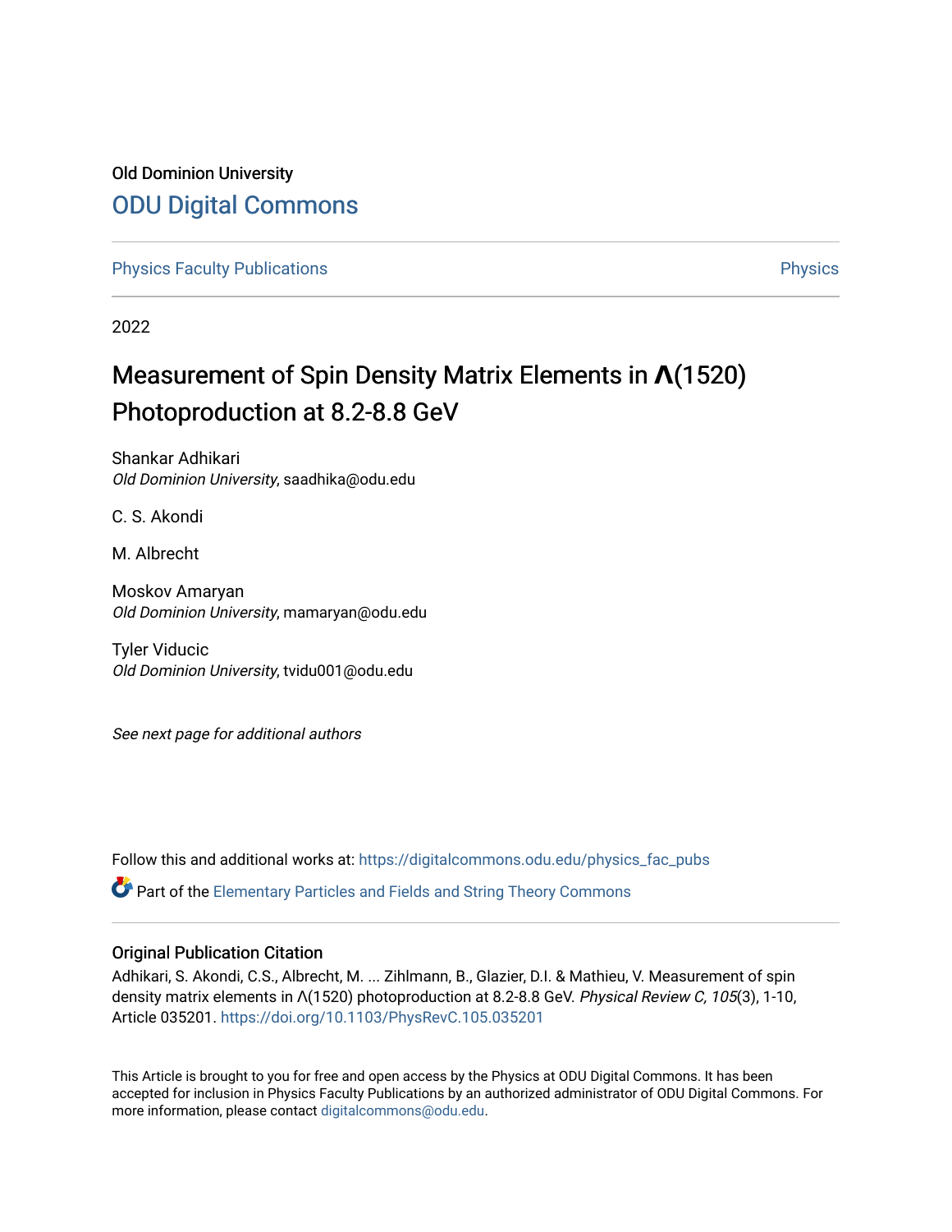Old Dominion University

# ODU Digital Commons

Physics Faculty Publications | Physics

2022

# Measurement of Spin Density Matrix Elements in Λ(1520) Photoproduction at 8.2-8.8 GeV

Shankar Adhikari
*Old Dominion University*, saadhika@odu.edu

C. S. Akondi

M. Albrecht

Moskov Amaryan
*Old Dominion University*, mamaryan@odu.edu

Tyler Viducic
*Old Dominion University*, tvidu001@odu.edu

*See next page for additional authors*

Follow this and additional works at: https://digitalcommons.odu.edu/physics_fac_pubs

Part of the Elementary Particles and Fields and String Theory Commons

## Original Publication Citation

Adhikari, S. Akondi, C.S., Albrecht, M. ... Zihlmann, B., Glazier, D.I. & Mathieu, V. Measurement of spin density matrix elements in Λ(1520) photoproduction at 8.2-8.8 GeV. *Physical Review C, 105*(3), 1-10, Article 035201. https://doi.org/10.1103/PhysRevC.105.035201

This Article is brought to you for free and open access by the Physics at ODU Digital Commons. It has been accepted for inclusion in Physics Faculty Publications by an authorized administrator of ODU Digital Commons. For more information, please contact digitalcommons@odu.edu.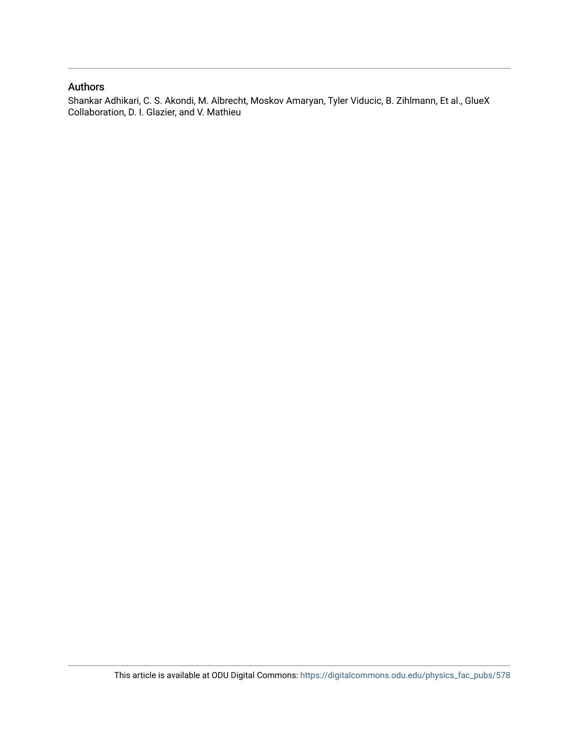## Authors

Shankar Adhikari, C. S. Akondi, M. Albrecht, Moskov Amaryan, Tyler Viducic, B. Zihlmann, Et al., GlueX Collaboration, D. I. Glazier, and V. Mathieu

This article is available at ODU Digital Commons: https://digitalcommons.odu.edu/physics_fac_pubs/578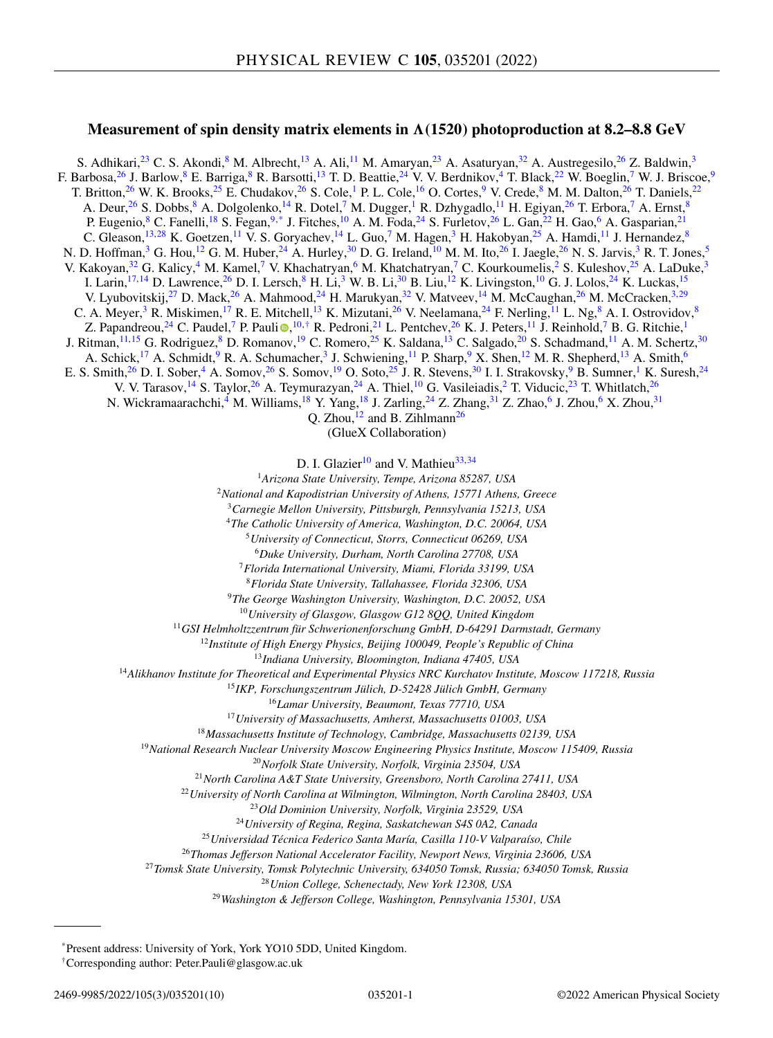# Measurement of spin density matrix elements in Λ(1520) photoproduction at 8.2–8.8 GeV

S. Adhikari,[23] C. S. Akondi,[8] M. Albrecht,[13] A. Ali,[11] M. Amaryan,[23] A. Asaturyan,[32] A. Austregesilo,[26] Z. Baldwin,[3] F. Barbosa,[26] J. Barlow,[8] E. Barriga,[8] R. Barsotti,[13] T. D. Beattie,[24] V. V. Berdnikov,[4] T. Black,[22] W. Boeglin,[7] W. J. Briscoe,[9] T. Britton,[26] W. K. Brooks,[25] E. Chudakov,[26] S. Cole,[1] P. L. Cole,[16] O. Cortes,[9] V. Crede,[8] M. M. Dalton,[26] T. Daniels,[22] A. Deur,[26] S. Dobbs,[8] A. Dolgolenko,[14] R. Dotel,[7] M. Dugger,[1] R. Dzhygadlo,[11] H. Egiyan,[26] T. Erbora,[7] A. Ernst,[8] P. Eugenio,[8] C. Fanelli,[18] S. Fegan,[9,*] J. Fitches,[10] A. M. Foda,[24] S. Furletov,[26] L. Gan,[22] H. Gao,[6] A. Gasparian,[21] C. Gleason,[13,28] K. Goetzen,[11] V. S. Goryachev,[14] L. Guo,[7] M. Hagen,[3] H. Hakobyan,[25] A. Hamdi,[11] J. Hernandez,[8] N. D. Hoffman,[3] G. Hou,[12] G. M. Huber,[24] A. Hurley,[30] D. G. Ireland,[10] M. M. Ito,[26] I. Jaegle,[26] N. S. Jarvis,[3] R. T. Jones,[5] V. Kakoyan,[32] G. Kalicy,[4] M. Kamel,[7] V. Khachatryan,[6] M. Khatchatryan,[7] C. Kourkoumelis,[2] S. Kuleshov,[25] A. LaDuke,[3] I. Larin,[17,14] D. Lawrence,[26] D. I. Lersch,[8] H. Li,[3] W. B. Li,[30] B. Liu,[12] K. Livingston,[10] G. J. Lolos,[24] K. Luckas,[15] V. Lyubovitskij,[27] D. Mack,[26] A. Mahmood,[24] H. Marukyan,[32] V. Matveev,[14] M. McCaughan,[26] M. McCracken,[3,29] C. A. Meyer,[3] R. Miskimen,[17] R. E. Mitchell,[13] K. Mizutani,[26] V. Neelamana,[24] F. Nerling,[11] L. Ng,[8] A. I. Ostrovidov,[8] Z. Papandreou,[24] C. Paudel,[7] P. Pauli,[10,†] R. Pedroni,[21] L. Pentchev,[26] K. J. Peters,[11] J. Reinhold,[7] B. G. Ritchie,[1] J. Ritman,[11,15] G. Rodriguez,[8] D. Romanov,[19] C. Romero,[25] K. Saldana,[13] C. Salgado,[20] S. Schadmand,[11] A. M. Schertz,[30] A. Schick,[17] A. Schmidt,[9] R. A. Schumacher,[3] J. Schwiening,[11] P. Sharp,[9] X. Shen,[12] M. R. Shepherd,[13] A. Smith,[6] E. S. Smith,[26] D. I. Sober,[4] A. Somov,[26] S. Somov,[19] O. Soto,[25] J. R. Stevens,[30] I. I. Strakovsky,[9] B. Sumner,[1] K. Suresh,[24] V. V. Tarasov,[14] S. Taylor,[26] A. Teymurazyan,[24] A. Thiel,[10] G. Vasileiadis,[2] T. Viducic,[23] T. Whitlatch,[26] N. Wickramaarachchi,[4] M. Williams,[18] Y. Yang,[18] J. Zarling,[24] Z. Zhang,[31] Z. Zhao,[6] J. Zhou,[6] X. Zhou,[31] Q. Zhou,[12] and B. Zihlmann[26]

(GlueX Collaboration)

D. I. Glazier[10] and V. Mathieu[33,34]

[1]*Arizona State University, Tempe, Arizona 85287, USA*
[2]*National and Kapodistrian University of Athens, 15771 Athens, Greece*
[3]*Carnegie Mellon University, Pittsburgh, Pennsylvania 15213, USA*
[4]*The Catholic University of America, Washington, D.C. 20064, USA*
[5]*University of Connecticut, Storrs, Connecticut 06269, USA*
[6]*Duke University, Durham, North Carolina 27708, USA*
[7]*Florida International University, Miami, Florida 33199, USA*
[8]*Florida State University, Tallahassee, Florida 32306, USA*
[9]*The George Washington University, Washington, D.C. 20052, USA*
[10]*University of Glasgow, Glasgow G12 8QQ, United Kingdom*
[11]*GSI Helmholtzzentrum für Schwerionenforschung GmbH, D-64291 Darmstadt, Germany*
[12]*Institute of High Energy Physics, Beijing 100049, People's Republic of China*
[13]*Indiana University, Bloomington, Indiana 47405, USA*
[14]*Alikhanov Institute for Theoretical and Experimental Physics NRC Kurchatov Institute, Moscow 117218, Russia*
[15]*IKP, Forschungszentrum Jülich, D-52428 Jülich GmbH, Germany*
[16]*Lamar University, Beaumont, Texas 77710, USA*
[17]*University of Massachusetts, Amherst, Massachusetts 01003, USA*
[18]*Massachusetts Institute of Technology, Cambridge, Massachusetts 02139, USA*
[19]*National Research Nuclear University Moscow Engineering Physics Institute, Moscow 115409, Russia*
[20]*Norfolk State University, Norfolk, Virginia 23504, USA*
[21]*North Carolina A&T State University, Greensboro, North Carolina 27411, USA*
[22]*University of North Carolina at Wilmington, Wilmington, North Carolina 28403, USA*
[23]*Old Dominion University, Norfolk, Virginia 23529, USA*
[24]*University of Regina, Regina, Saskatchewan S4S 0A2, Canada*
[25]*Universidad Técnica Federico Santa María, Casilla 110-V Valparaíso, Chile*
[26]*Thomas Jefferson National Accelerator Facility, Newport News, Virginia 23606, USA*
[27]*Tomsk State University, Tomsk Polytechnic University, 634050 Tomsk, Russia; 634050 Tomsk, Russia*
[28]*Union College, Schenectady, New York 12308, USA*
[29]*Washington & Jefferson College, Washington, Pennsylvania 15301, USA*

---

*Present address: University of York, York YO10 5DD, United Kingdom.
†Corresponding author: Peter.Pauli@glasgow.ac.uk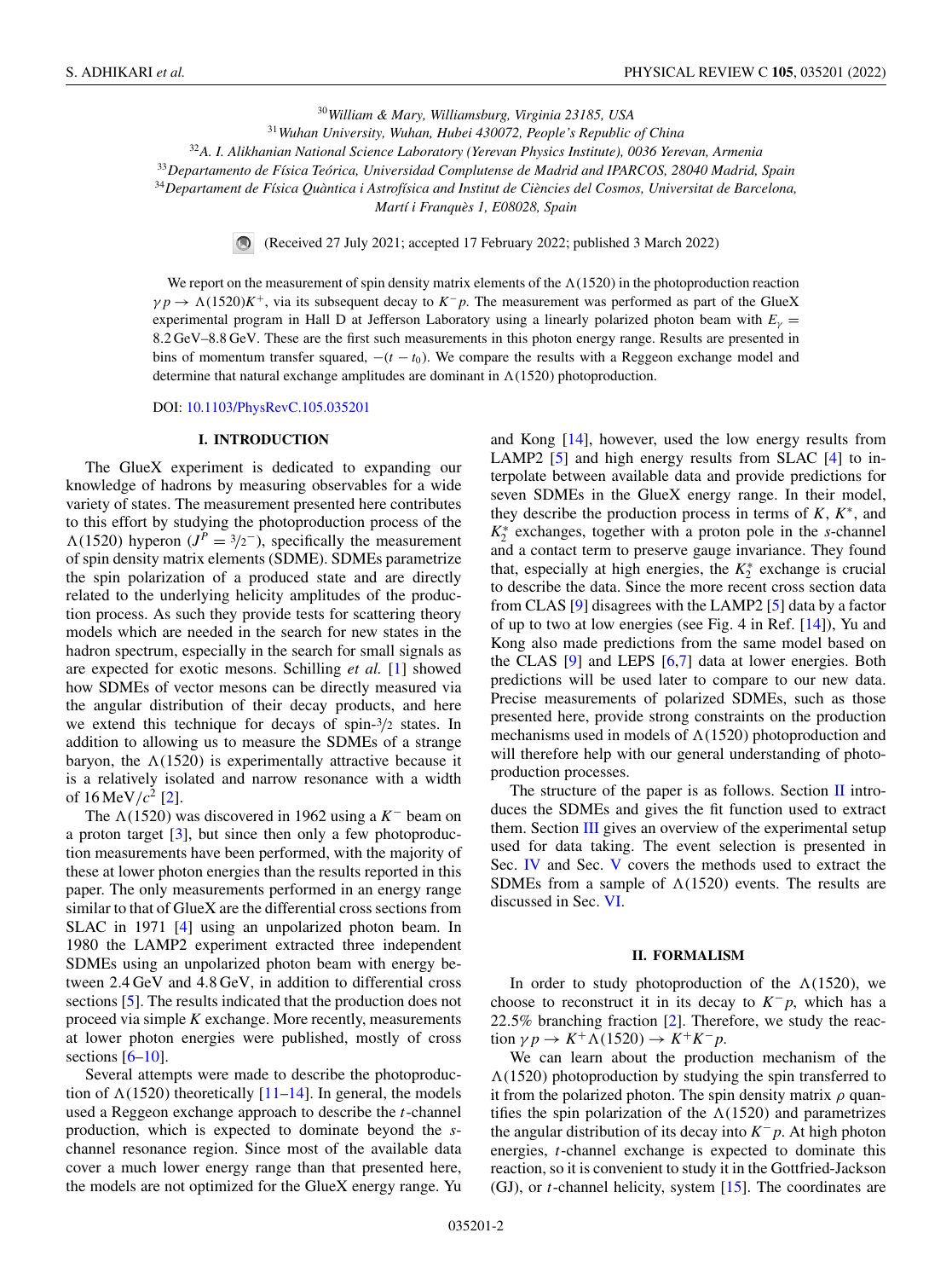[30] William & Mary, Williamsburg, Virginia 23185, USA
[31] Wuhan University, Wuhan, Hubei 430072, People's Republic of China
[32] A. I. Alikhanian National Science Laboratory (Yerevan Physics Institute), 0036 Yerevan, Armenia
[33] Departamento de Física Teórica, Universidad Complutense de Madrid and IPARCOS, 28040 Madrid, Spain
[34] Departament de Física Quàntica i Astrofísica and Institut de Ciències del Cosmos, Universitat de Barcelona, Martí i Franquès 1, E08028, Spain

(Received 27 July 2021; accepted 17 February 2022; published 3 March 2022)

We report on the measurement of spin density matrix elements of the $\Lambda(1520)$ in the photoproduction reaction $\gamma p \to \Lambda(1520)K^+$, via its subsequent decay to $K^- p$. The measurement was performed as part of the GlueX experimental program in Hall D at Jefferson Laboratory using a linearly polarized photon beam with $E_\gamma =$ 8.2 GeV–8.8 GeV. These are the first such measurements in this photon energy range. Results are presented in bins of momentum transfer squared, $-(t - t_0)$. We compare the results with a Reggeon exchange model and determine that natural exchange amplitudes are dominant in $\Lambda(1520)$ photoproduction.

DOI: 10.1103/PhysRevC.105.035201

## I. INTRODUCTION

The GlueX experiment is dedicated to expanding our knowledge of hadrons by measuring observables for a wide variety of states. The measurement presented here contributes to this effort by studying the photoproduction process of the $\Lambda(1520)$ hyperon ($J^P = 3/2^-$), specifically the measurement of spin density matrix elements (SDME). SDMEs parametrize the spin polarization of a produced state and are directly related to the underlying helicity amplitudes of the production process. As such they provide tests for scattering theory models which are needed in the search for new states in the hadron spectrum, especially in the search for small signals as are expected for exotic mesons. Schilling *et al.* [1] showed how SDMEs of vector mesons can be directly measured via the angular distribution of their decay products, and here we extend this technique for decays of spin-$3/2$ states. In addition to allowing us to measure the SDMEs of a strange baryon, the $\Lambda(1520)$ is experimentally attractive because it is a relatively isolated and narrow resonance with a width of $16\,\text{MeV}/c^2$ [2].

The $\Lambda(1520)$ was discovered in 1962 using a $K^-$ beam on a proton target [3], but since then only a few photoproduction measurements have been performed, with the majority of these at lower photon energies than the results reported in this paper. The only measurements performed in an energy range similar to that of GlueX are the differential cross sections from SLAC in 1971 [4] using an unpolarized photon beam. In 1980 the LAMP2 experiment extracted three independent SDMEs using an unpolarized photon beam with energy between 2.4 GeV and 4.8 GeV, in addition to differential cross sections [5]. The results indicated that the production does not proceed via simple $K$ exchange. More recently, measurements at lower photon energies were published, mostly of cross sections [6–10].

Several attempts were made to describe the photoproduction of $\Lambda(1520)$ theoretically [11–14]. In general, the models used a Reggeon exchange approach to describe the $t$-channel production, which is expected to dominate beyond the $s$-channel resonance region. Since most of the available data cover a much lower energy range than that presented here, the models are not optimized for the GlueX energy range. Yu and Kong [14], however, used the low energy results from LAMP2 [5] and high energy results from SLAC [4] to interpolate between available data and provide predictions for seven SDMEs in the GlueX energy range. In their model, they describe the production process in terms of $K$, $K^*$, and $K_2^*$ exchanges, together with a proton pole in the $s$-channel and a contact term to preserve gauge invariance. They found that, especially at high energies, the $K_2^*$ exchange is crucial to describe the data. Since the more recent cross section data from CLAS [9] disagrees with the LAMP2 [5] data by a factor of up to two at low energies (see Fig. 4 in Ref. [14]), Yu and Kong also made predictions from the same model based on the CLAS [9] and LEPS [6,7] data at lower energies. Both predictions will be used later to compare to our new data. Precise measurements of polarized SDMEs, such as those presented here, provide strong constraints on the production mechanisms used in models of $\Lambda(1520)$ photoproduction and will therefore help with our general understanding of photoproduction processes.

The structure of the paper is as follows. Section II introduces the SDMEs and gives the fit function used to extract them. Section III gives an overview of the experimental setup used for data taking. The event selection is presented in Sec. IV and Sec. V covers the methods used to extract the SDMEs from a sample of $\Lambda(1520)$ events. The results are discussed in Sec. VI.

## II. FORMALISM

In order to study photoproduction of the $\Lambda(1520)$, we choose to reconstruct it in its decay to $K^- p$, which has a 22.5% branching fraction [2]. Therefore, we study the reaction $\gamma p \to K^+\Lambda(1520) \to K^+K^-p$.

We can learn about the production mechanism of the $\Lambda(1520)$ photoproduction by studying the spin transferred to it from the polarized photon. The spin density matrix $\rho$ quantifies the spin polarization of the $\Lambda(1520)$ and parametrizes the angular distribution of its decay into $K^- p$. At high photon energies, $t$-channel exchange is expected to dominate this reaction, so it is convenient to study it in the Gottfried-Jackson (GJ), or $t$-channel helicity, system [15]. The coordinates are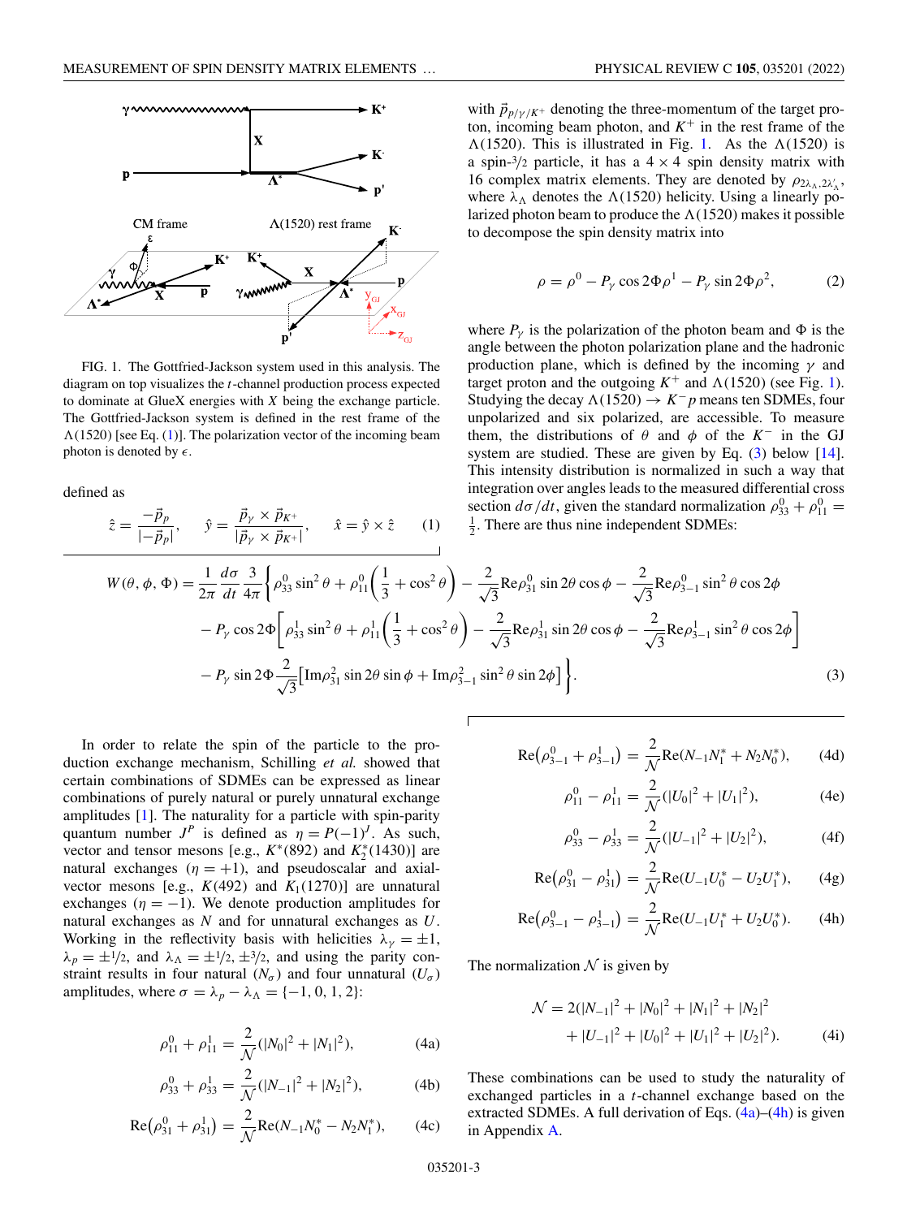FIG. 1. The Gottfried-Jackson system used in this analysis. The diagram on top visualizes the $t$-channel production process expected to dominate at GlueX energies with $X$ being the exchange particle. The Gottfried-Jackson system is defined in the rest frame of the $\Lambda(1520)$ [see Eq. (1)]. The polarization vector of the incoming beam photon is denoted by $\epsilon$.

defined as

$$\hat{z} = \frac{-\vec{p}_p}{|-\vec{p}_p|}, \qquad \hat{y} = \frac{\vec{p}_\gamma \times \vec{p}_{K^+}}{|\vec{p}_\gamma \times \vec{p}_{K^+}|}, \qquad \hat{x} = \hat{y} \times \hat{z} \tag{1}$$

with $\vec{p}_{p/\gamma/K^+}$ denoting the three-momentum of the target proton, incoming beam photon, and $K^+$ in the rest frame of the $\Lambda(1520)$. This is illustrated in Fig. 1. As the $\Lambda(1520)$ is a spin-$3/2$ particle, it has a $4 \times 4$ spin density matrix with 16 complex matrix elements. They are denoted by $\rho_{2\lambda_\Lambda, 2\lambda'_\Lambda}$, where $\lambda_\Lambda$ denotes the $\Lambda(1520)$ helicity. Using a linearly polarized photon beam to produce the $\Lambda(1520)$ makes it possible to decompose the spin density matrix into

$$\rho = \rho^0 - P_\gamma \cos 2\Phi \rho^1 - P_\gamma \sin 2\Phi \rho^2, \tag{2}$$

where $P_\gamma$ is the polarization of the photon beam and $\Phi$ is the angle between the photon polarization plane and the hadronic production plane, which is defined by the incoming $\gamma$ and target proton and the outgoing $K^+$ and $\Lambda(1520)$ (see Fig. 1). Studying the decay $\Lambda(1520) \to K^- p$ means ten SDMEs, four unpolarized and six polarized, are accessible. To measure them, the distributions of $\theta$ and $\phi$ of the $K^-$ in the GJ system are studied. These are given by Eq. (3) below [14]. This intensity distribution is normalized in such a way that integration over angles leads to the measured differential cross section $d\sigma/dt$, given the standard normalization $\rho^0_{33} + \rho^0_{11} = \frac{1}{2}$. There are thus nine independent SDMEs:

$$\begin{aligned}
W(\theta, \phi, \Phi) = \frac{1}{2\pi}\frac{d\sigma}{dt}\frac{3}{4\pi}\bigg\{&\rho^0_{33}\sin^2\theta + \rho^0_{11}\left(\frac{1}{3} + \cos^2\theta\right) - \frac{2}{\sqrt{3}}\mathrm{Re}\rho^0_{31}\sin 2\theta\cos\phi - \frac{2}{\sqrt{3}}\mathrm{Re}\rho^0_{3-1}\sin^2\theta\cos 2\phi \\
&- P_\gamma\cos 2\Phi\left[\rho^1_{33}\sin^2\theta + \rho^1_{11}\left(\frac{1}{3} + \cos^2\theta\right) - \frac{2}{\sqrt{3}}\mathrm{Re}\rho^1_{31}\sin 2\theta\cos\phi - \frac{2}{\sqrt{3}}\mathrm{Re}\rho^1_{3-1}\sin^2\theta\cos 2\phi\right] \\
&- P_\gamma\sin 2\Phi\frac{2}{\sqrt{3}}\left[\mathrm{Im}\rho^2_{31}\sin 2\theta\sin\phi + \mathrm{Im}\rho^2_{3-1}\sin^2\theta\sin 2\phi\right]\bigg\}.
\end{aligned} \tag{3}$$

In order to relate the spin of the particle to the production exchange mechanism, Schilling *et al.* showed that certain combinations of SDMEs can be expressed as linear combinations of purely natural or purely unnatural exchange amplitudes [1]. The naturality for a particle with spin-parity quantum number $J^P$ is defined as $\eta = P(-1)^J$. As such, vector and tensor mesons [e.g., $K^*(892)$ and $K_2^*(1430)$] are natural exchanges ($\eta = +1$), and pseudoscalar and axial-vector mesons [e.g., $K(492)$ and $K_1(1270)$] are unnatural exchanges ($\eta = -1$). We denote production amplitudes for natural exchanges as $N$ and for unnatural exchanges as $U$. Working in the reflectivity basis with helicities $\lambda_\gamma = \pm 1$, $\lambda_p = \pm 1/2$, and $\lambda_\Lambda = \pm 1/2, \pm 3/2$, and using the parity constraint results in four natural ($N_\sigma$) and four unnatural ($U_\sigma$) amplitudes, where $\sigma = \lambda_p - \lambda_\Lambda = \{-1, 0, 1, 2\}$:

$$\rho^0_{11} + \rho^1_{11} = \frac{2}{\mathcal{N}}(|N_0|^2 + |N_1|^2), \tag{4a}$$

$$\rho^0_{33} + \rho^1_{33} = \frac{2}{\mathcal{N}}(|N_{-1}|^2 + |N_2|^2), \tag{4b}$$

$$\mathrm{Re}\big(\rho^0_{31} + \rho^1_{31}\big) = \frac{2}{\mathcal{N}}\mathrm{Re}(N_{-1}N_0^* - N_2N_1^*), \tag{4c}$$

$$\mathrm{Re}\big(\rho^0_{3-1} + \rho^1_{3-1}\big) = \frac{2}{\mathcal{N}}\mathrm{Re}(N_{-1}N_1^* + N_2N_0^*), \tag{4d}$$

$$\rho^0_{11} - \rho^1_{11} = \frac{2}{\mathcal{N}}(|U_0|^2 + |U_1|^2), \tag{4e}$$

$$\rho^0_{33} - \rho^1_{33} = \frac{2}{\mathcal{N}}(|U_{-1}|^2 + |U_2|^2), \tag{4f}$$

$$\mathrm{Re}\big(\rho^0_{31} - \rho^1_{31}\big) = \frac{2}{\mathcal{N}}\mathrm{Re}(U_{-1}U_0^* - U_2U_1^*), \tag{4g}$$

$$\mathrm{Re}\big(\rho^0_{3-1} - \rho^1_{3-1}\big) = \frac{2}{\mathcal{N}}\mathrm{Re}(U_{-1}U_1^* + U_2U_0^*). \tag{4h}$$

The normalization $\mathcal{N}$ is given by

$$\begin{aligned}
\mathcal{N} = 2(&|N_{-1}|^2 + |N_0|^2 + |N_1|^2 + |N_2|^2 \\
&+ |U_{-1}|^2 + |U_0|^2 + |U_1|^2 + |U_2|^2).
\end{aligned} \tag{4i}$$

These combinations can be used to study the naturality of exchanged particles in a $t$-channel exchange based on the extracted SDMEs. A full derivation of Eqs. (4a)–(4h) is given in Appendix A.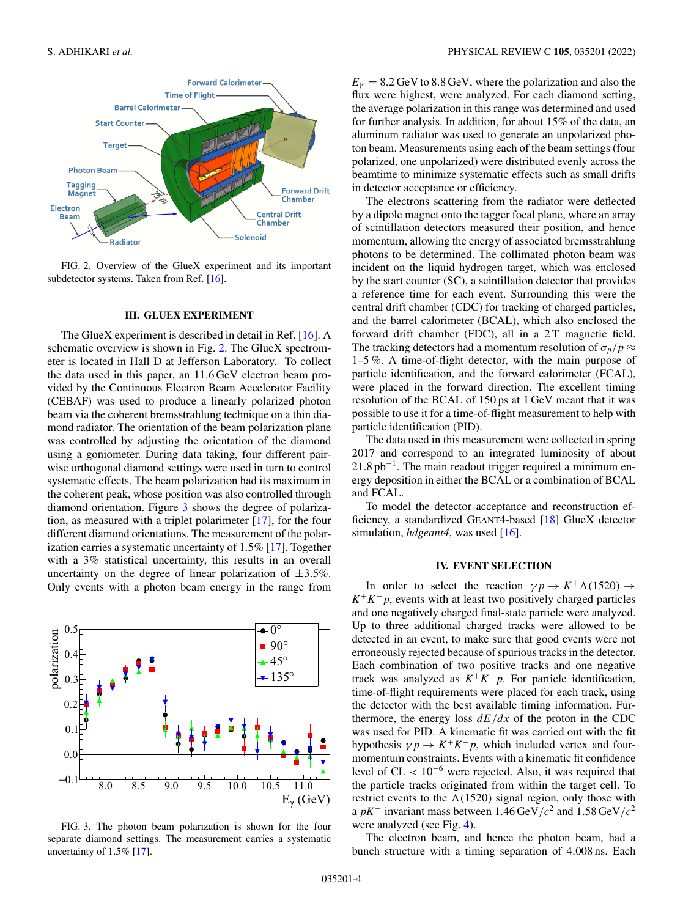FIG. 2. Overview of the GlueX experiment and its important subdetector systems. Taken from Ref. [16].

## III. GLUEX EXPERIMENT

The GlueX experiment is described in detail in Ref. [16]. A schematic overview is shown in Fig. 2. The GlueX spectrometer is located in Hall D at Jefferson Laboratory. To collect the data used in this paper, an 11.6 GeV electron beam provided by the Continuous Electron Beam Accelerator Facility (CEBAF) was used to produce a linearly polarized photon beam via the coherent bremsstrahlung technique on a thin diamond radiator. The orientation of the beam polarization plane was controlled by adjusting the orientation of the diamond using a goniometer. During data taking, four different pairwise orthogonal diamond settings were used in turn to control systematic effects. The beam polarization had its maximum in the coherent peak, whose position was also controlled through diamond orientation. Figure 3 shows the degree of polarization, as measured with a triplet polarimeter [17], for the four different diamond orientations. The measurement of the polarization carries a systematic uncertainty of 1.5% [17]. Together with a 3% statistical uncertainty, this results in an overall uncertainty on the degree of linear polarization of ±3.5%. Only events with a photon beam energy in the range from $E_\gamma = 8.2$ GeV to 8.8 GeV, where the polarization and also the flux were highest, were analyzed. For each diamond setting, the average polarization in this range was determined and used for further analysis. In addition, for about 15% of the data, an aluminum radiator was used to generate an unpolarized photon beam. Measurements using each of the beam settings (four polarized, one unpolarized) were distributed evenly across the beamtime to minimize systematic effects such as small drifts in detector acceptance or efficiency.

FIG. 3. The photon beam polarization is shown for the four separate diamond settings. The measurement carries a systematic uncertainty of 1.5% [17].

The electrons scattering from the radiator were deflected by a dipole magnet onto the tagger focal plane, where an array of scintillation detectors measured their position, and hence momentum, allowing the energy of associated bremsstrahlung photons to be determined. The collimated photon beam was incident on the liquid hydrogen target, which was enclosed by the start counter (SC), a scintillation detector that provides a reference time for each event. Surrounding this were the central drift chamber (CDC) for tracking of charged particles, and the barrel calorimeter (BCAL), which also enclosed the forward drift chamber (FDC), all in a 2 T magnetic field. The tracking detectors had a momentum resolution of $\sigma_p/p \approx$ 1–5 %. A time-of-flight detector, with the main purpose of particle identification, and the forward calorimeter (FCAL), were placed in the forward direction. The excellent timing resolution of the BCAL of 150 ps at 1 GeV meant that it was possible to use it for a time-of-flight measurement to help with particle identification (PID).

The data used in this measurement were collected in spring 2017 and correspond to an integrated luminosity of about $21.8\,\mathrm{pb}^{-1}$. The main readout trigger required a minimum energy deposition in either the BCAL or a combination of BCAL and FCAL.

To model the detector acceptance and reconstruction efficiency, a standardized GEANT4-based [18] GlueX detector simulation, *hdgeant4*, was used [16].

## IV. EVENT SELECTION

In order to select the reaction $\gamma p \to K^+\Lambda(1520) \to K^+K^-p$, events with at least two positively charged particles and one negatively charged final-state particle were analyzed. Up to three additional charged tracks were allowed to be detected in an event, to make sure that good events were not erroneously rejected because of spurious tracks in the detector. Each combination of two positive tracks and one negative track was analyzed as $K^+K^-p$. For particle identification, time-of-flight requirements were placed for each track, using the detector with the best available timing information. Furthermore, the energy loss $dE/dx$ of the proton in the CDC was used for PID. A kinematic fit was carried out with the fit hypothesis $\gamma p \to K^+K^-p$, which included vertex and four-momentum constraints. Events with a kinematic fit confidence level of CL $< 10^{-6}$ were rejected. Also, it was required that the particle tracks originated from within the target cell. To restrict events to the $\Lambda(1520)$ signal region, only those with a $pK^-$ invariant mass between 1.46 GeV/$c^2$ and 1.58 GeV/$c^2$ were analyzed (see Fig. 4).

The electron beam, and hence the photon beam, had a bunch structure with a timing separation of 4.008 ns. Each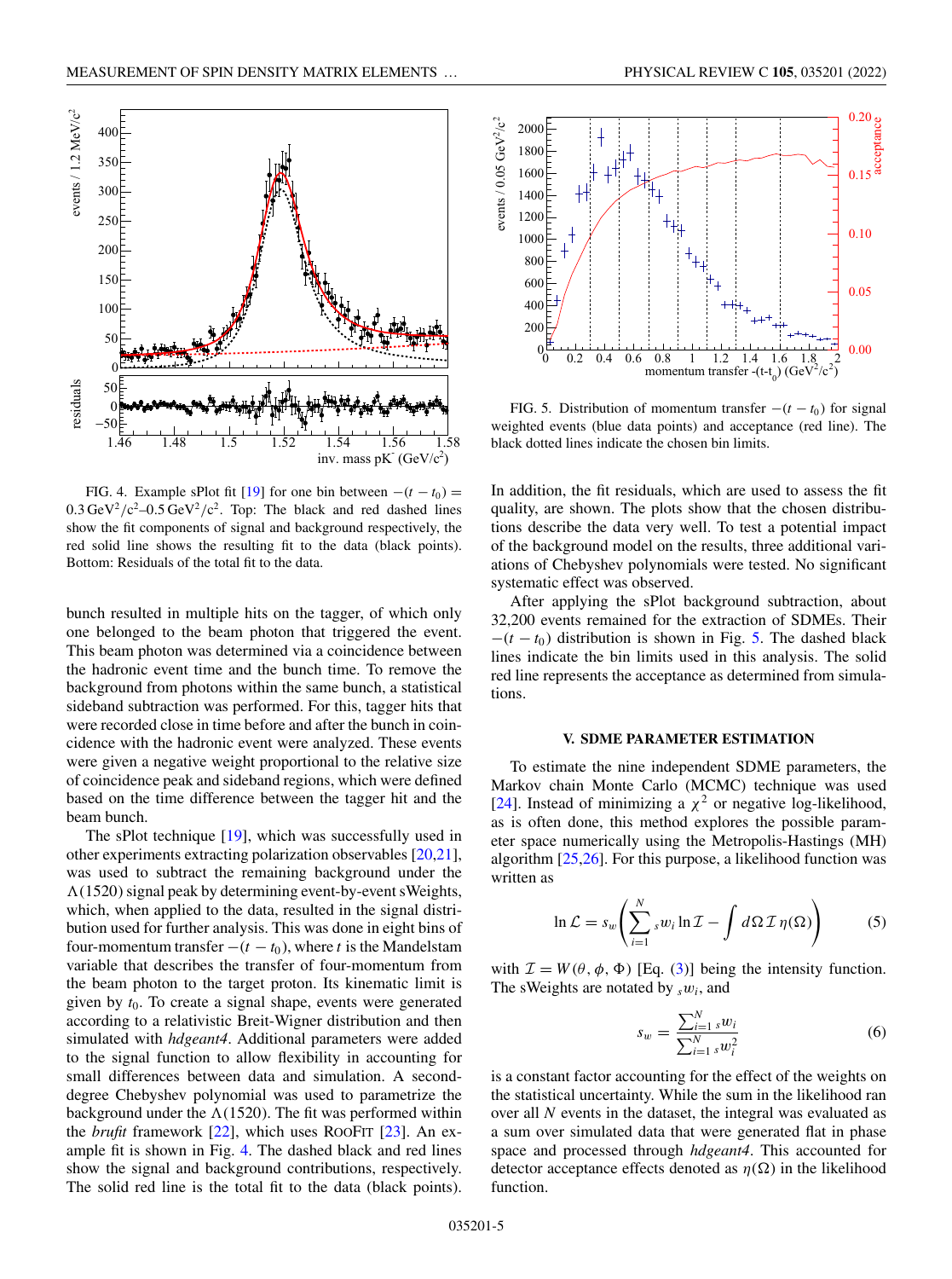FIG. 4. Example sPlot fit [19] for one bin between $-(t - t_0) = 0.3\,\mathrm{GeV^2/c^2}$–$0.5\,\mathrm{GeV^2/c^2}$. Top: The black and red dashed lines show the fit components of signal and background respectively, the red solid line shows the resulting fit to the data (black points). Bottom: Residuals of the total fit to the data.

bunch resulted in multiple hits on the tagger, of which only one belonged to the beam photon that triggered the event. This beam photon was determined via a coincidence between the hadronic event time and the bunch time. To remove the background from photons within the same bunch, a statistical sideband subtraction was performed. For this, tagger hits that were recorded close in time before and after the bunch in coincidence with the hadronic event were analyzed. These events were given a negative weight proportional to the relative size of coincidence peak and sideband regions, which were defined based on the time difference between the tagger hit and the beam bunch.

The sPlot technique [19], which was successfully used in other experiments extracting polarization observables [20,21], was used to subtract the remaining background under the $\Lambda(1520)$ signal peak by determining event-by-event sWeights, which, when applied to the data, resulted in the signal distribution used for further analysis. This was done in eight bins of four-momentum transfer $-(t - t_0)$, where $t$ is the Mandelstam variable that describes the transfer of four-momentum from the beam photon to the target proton. Its kinematic limit is given by $t_0$. To create a signal shape, events were generated according to a relativistic Breit-Wigner distribution and then simulated with *hdgeant4*. Additional parameters were added to the signal function to allow flexibility in accounting for small differences between data and simulation. A second-degree Chebyshev polynomial was used to parametrize the background under the $\Lambda(1520)$. The fit was performed within the *brufit* framework [22], which uses ROOFIT [23]. An example fit is shown in Fig. 4. The dashed black and red lines show the signal and background contributions, respectively. The solid red line is the total fit to the data (black points). In addition, the fit residuals, which are used to assess the fit quality, are shown. The plots show that the chosen distributions describe the data very well. To test a potential impact of the background model on the results, three additional variations of Chebyshev polynomials were tested. No significant systematic effect was observed.

FIG. 5. Distribution of momentum transfer $-(t - t_0)$ for signal weighted events (blue data points) and acceptance (red line). The black dotted lines indicate the chosen bin limits.

After applying the sPlot background subtraction, about 32,200 events remained for the extraction of SDMEs. Their $-(t - t_0)$ distribution is shown in Fig. 5. The dashed black lines indicate the bin limits used in this analysis. The solid red line represents the acceptance as determined from simulations.

## V. SDME PARAMETER ESTIMATION

To estimate the nine independent SDME parameters, the Markov chain Monte Carlo (MCMC) technique was used [24]. Instead of minimizing a $\chi^2$ or negative log-likelihood, as is often done, this method explores the possible parameter space numerically using the Metropolis-Hastings (MH) algorithm [25,26]. For this purpose, a likelihood function was written as

$$\ln \mathcal{L} = s_w \left( \sum_{i=1}^{N} {}_s w_i \ln \mathcal{I} - \int d\Omega\, \mathcal{I}\, \eta(\Omega) \right) \tag{5}$$

with $\mathcal{I} = W(\theta, \phi, \Phi)$ [Eq. (3)] being the intensity function. The sWeights are notated by ${}_s w_i$, and

$$s_w = \frac{\sum_{i=1}^{N} {}_s w_i}{\sum_{i=1}^{N} {}_s w_i^2} \tag{6}$$

is a constant factor accounting for the effect of the weights on the statistical uncertainty. While the sum in the likelihood ran over all $N$ events in the dataset, the integral was evaluated as a sum over simulated data that were generated flat in phase space and processed through *hdgeant4*. This accounted for detector acceptance effects denoted as $\eta(\Omega)$ in the likelihood function.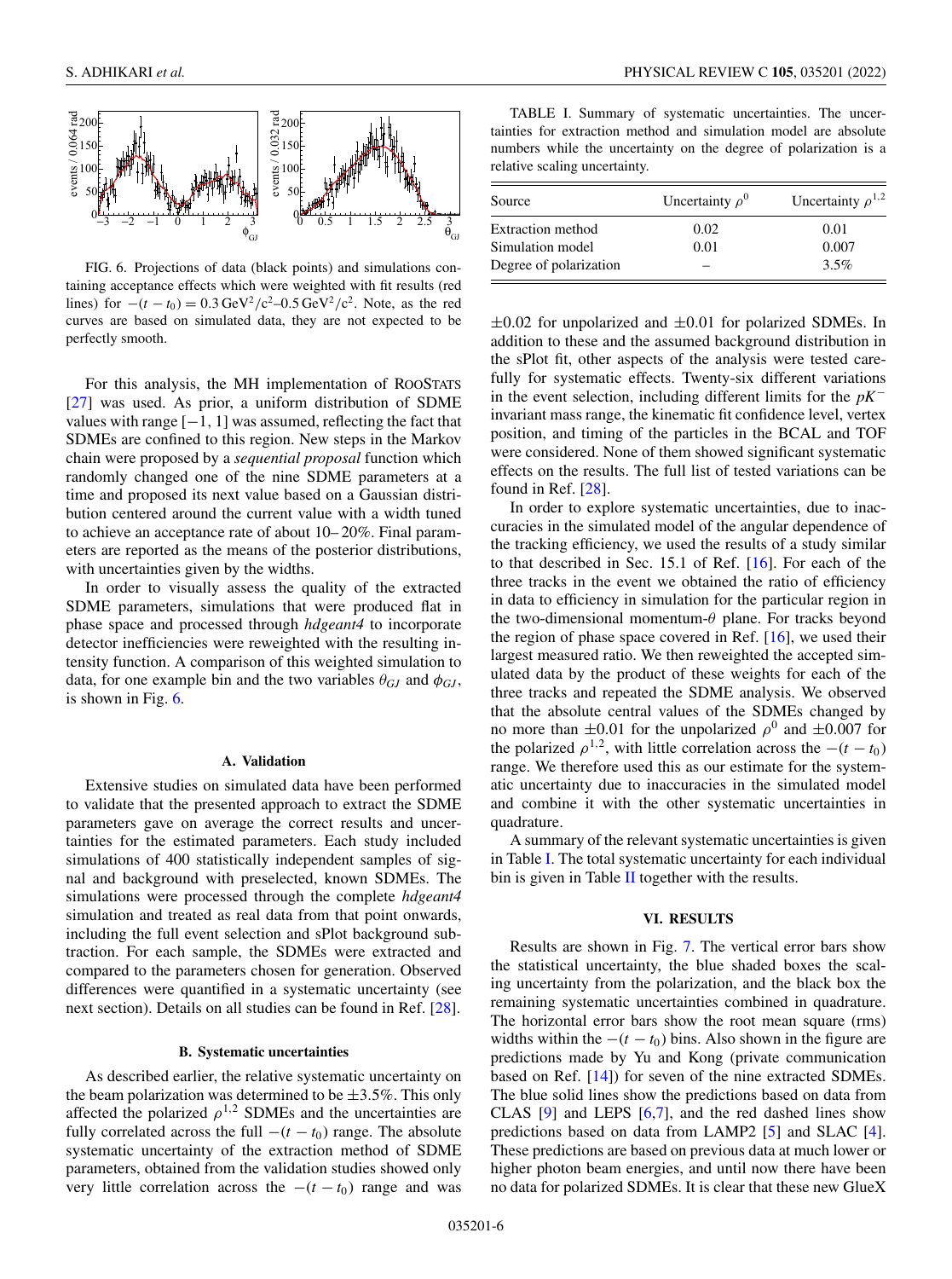FIG. 6. Projections of data (black points) and simulations containing acceptance effects which were weighted with fit results (red lines) for $-(t-t_0) = 0.3\,\mathrm{GeV}^2/c^2$–$0.5\,\mathrm{GeV}^2/c^2$. Note, as the red curves are based on simulated data, they are not expected to be perfectly smooth.

For this analysis, the MH implementation of ROOSTATS [27] was used. As prior, a uniform distribution of SDME values with range $[-1, 1]$ was assumed, reflecting the fact that SDMEs are confined to this region. New steps in the Markov chain were proposed by a *sequential proposal* function which randomly changed one of the nine SDME parameters at a time and proposed its next value based on a Gaussian distribution centered around the current value with a width tuned to achieve an acceptance rate of about 10– 20%. Final parameters are reported as the means of the posterior distributions, with uncertainties given by the widths.

In order to visually assess the quality of the extracted SDME parameters, simulations that were produced flat in phase space and processed through *hdgeant4* to incorporate detector inefficiencies were reweighted with the resulting intensity function. A comparison of this weighted simulation to data, for one example bin and the two variables $\theta_{GJ}$ and $\phi_{GJ}$, is shown in Fig. 6.

### A. Validation

Extensive studies on simulated data have been performed to validate that the presented approach to extract the SDME parameters gave on average the correct results and uncertainties for the estimated parameters. Each study included simulations of 400 statistically independent samples of signal and background with preselected, known SDMEs. The simulations were processed through the complete *hdgeant4* simulation and treated as real data from that point onwards, including the full event selection and sPlot background subtraction. For each sample, the SDMEs were extracted and compared to the parameters chosen for generation. Observed differences were quantified in a systematic uncertainty (see next section). Details on all studies can be found in Ref. [28].

### B. Systematic uncertainties

As described earlier, the relative systematic uncertainty on the beam polarization was determined to be $\pm 3.5\%$. This only affected the polarized $\rho^{1,2}$ SDMEs and the uncertainties are fully correlated across the full $-(t-t_0)$ range. The absolute systematic uncertainty of the extraction method of SDME parameters, obtained from the validation studies showed only very little correlation across the $-(t-t_0)$ range and was $\pm 0.02$ for unpolarized and $\pm 0.01$ for polarized SDMEs. In addition to these and the assumed background distribution in the sPlot fit, other aspects of the analysis were tested carefully for systematic effects. Twenty-six different variations in the event selection, including different limits for the $pK^-$ invariant mass range, the kinematic fit confidence level, vertex position, and timing of the particles in the BCAL and TOF were considered. None of them showed significant systematic effects on the results. The full list of tested variations can be found in Ref. [28].

In order to explore systematic uncertainties, due to inaccuracies in the simulated model of the angular dependence of the tracking efficiency, we used the results of a study similar to that described in Sec. 15.1 of Ref. [16]. For each of the three tracks in the event we obtained the ratio of efficiency in data to efficiency in simulation for the particular region in the two-dimensional momentum-$\theta$ plane. For tracks beyond the region of phase space covered in Ref. [16], we used their largest measured ratio. We then reweighted the accepted simulated data by the product of these weights for each of the three tracks and repeated the SDME analysis. We observed that the absolute central values of the SDMEs changed by no more than $\pm 0.01$ for the unpolarized $\rho^0$ and $\pm 0.007$ for the polarized $\rho^{1,2}$, with little correlation across the $-(t-t_0)$ range. We therefore used this as our estimate for the systematic uncertainty due to inaccuracies in the simulated model and combine it with the other systematic uncertainties in quadrature.

TABLE I. Summary of systematic uncertainties. The uncertainties for extraction method and simulation model are absolute numbers while the uncertainty on the degree of polarization is a relative scaling uncertainty.

| Source | Uncertainty $\rho^0$ | Uncertainty $\rho^{1,2}$ |
|---|---|---|
| Extraction method | 0.02 | 0.01 |
| Simulation model | 0.01 | 0.007 |
| Degree of polarization | – | 3.5% |

A summary of the relevant systematic uncertainties is given in Table I. The total systematic uncertainty for each individual bin is given in Table II together with the results.

## VI. RESULTS

Results are shown in Fig. 7. The vertical error bars show the statistical uncertainty, the blue shaded boxes the scaling uncertainty from the polarization, and the black box the remaining systematic uncertainties combined in quadrature. The horizontal error bars show the root mean square (rms) widths within the $-(t-t_0)$ bins. Also shown in the figure are predictions made by Yu and Kong (private communication based on Ref. [14]) for seven of the nine extracted SDMEs. The blue solid lines show the predictions based on data from CLAS [9] and LEPS [6,7], and the red dashed lines show predictions based on data from LAMP2 [5] and SLAC [4]. These predictions are based on previous data at much lower or higher photon beam energies, and until now there have been no data for polarized SDMEs. It is clear that these new GlueX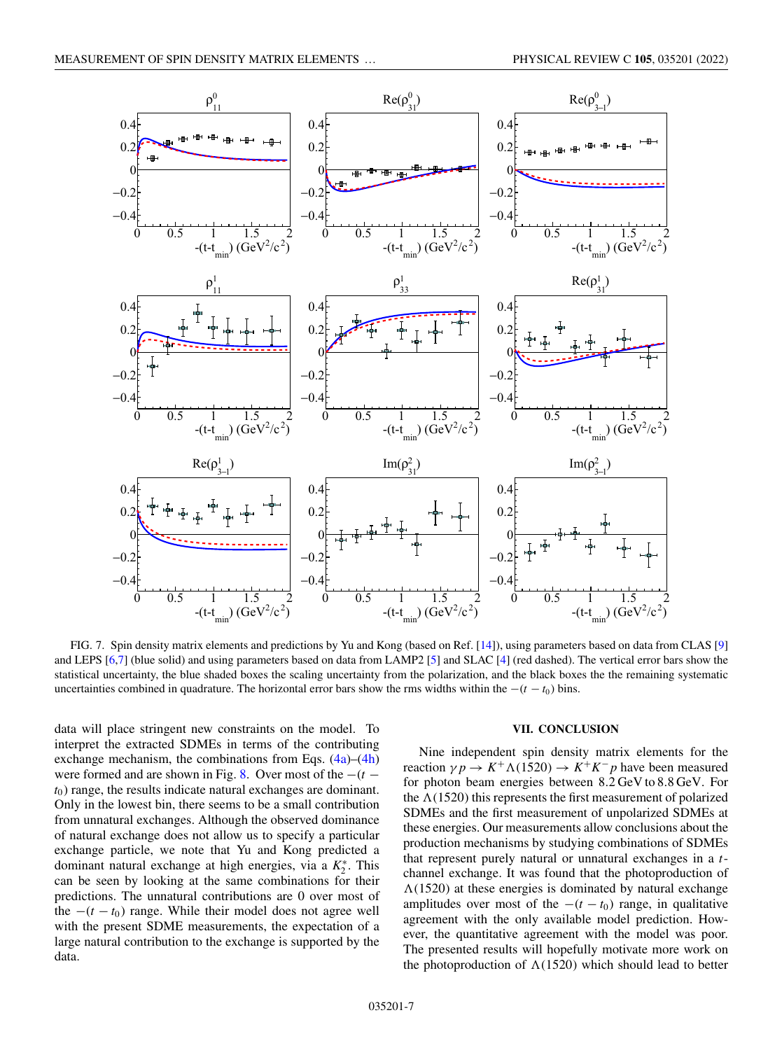FIG. 7. Spin density matrix elements and predictions by Yu and Kong (based on Ref. [14]), using parameters based on data from CLAS [9] and LEPS [6,7] (blue solid) and using parameters based on data from LAMP2 [5] and SLAC [4] (red dashed). The vertical error bars show the statistical uncertainty, the blue shaded boxes the scaling uncertainty from the polarization, and the black boxes the the remaining systematic uncertainties combined in quadrature. The horizontal error bars show the rms widths within the $-(t - t_0)$ bins.

data will place stringent new constraints on the model. To interpret the extracted SDMEs in terms of the contributing exchange mechanism, the combinations from Eqs. (4a)–(4h) were formed and are shown in Fig. 8. Over most of the $-(t - t_0)$ range, the results indicate natural exchanges are dominant. Only in the lowest bin, there seems to be a small contribution from unnatural exchanges. Although the observed dominance of natural exchange does not allow us to specify a particular exchange particle, we note that Yu and Kong predicted a dominant natural exchange at high energies, via a $K_2^*$. This can be seen by looking at the same combinations for their predictions. The unnatural contributions are 0 over most of the $-(t - t_0)$ range. While their model does not agree well with the present SDME measurements, the expectation of a large natural contribution to the exchange is supported by the data.

## VII. CONCLUSION

Nine independent spin density matrix elements for the reaction $\gamma p \to K^+\Lambda(1520) \to K^+K^-p$ have been measured for photon beam energies between 8.2 GeV to 8.8 GeV. For the $\Lambda(1520)$ this represents the first measurement of polarized SDMEs and the first measurement of unpolarized SDMEs at these energies. Our measurements allow conclusions about the production mechanisms by studying combinations of SDMEs that represent purely natural or unnatural exchanges in a $t$-channel exchange. It was found that the photoproduction of $\Lambda(1520)$ at these energies is dominated by natural exchange amplitudes over most of the $-(t - t_0)$ range, in qualitative agreement with the only available model prediction. However, the quantitative agreement with the model was poor. The presented results will hopefully motivate more work on the photoproduction of $\Lambda(1520)$ which should lead to better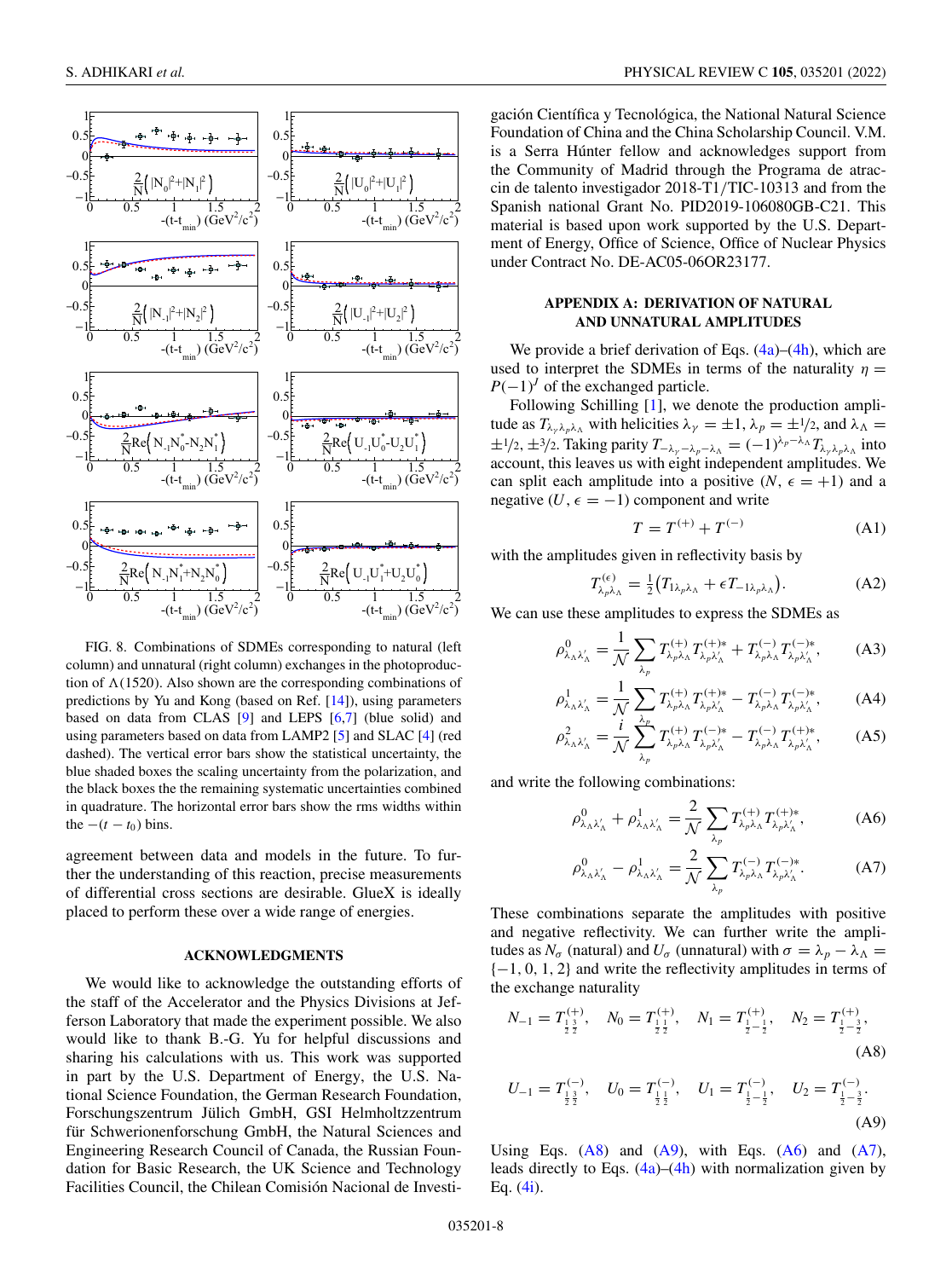FIG. 8. Combinations of SDMEs corresponding to natural (left column) and unnatural (right column) exchanges in the photoproduction of $\Lambda(1520)$. Also shown are the corresponding combinations of predictions by Yu and Kong (based on Ref. [14]), using parameters based on data from CLAS [9] and LEPS [6,7] (blue solid) and using parameters based on data from LAMP2 [5] and SLAC [4] (red dashed). The vertical error bars show the statistical uncertainty, the blue shaded boxes the scaling uncertainty from the polarization, and the black boxes the the remaining systematic uncertainties combined in quadrature. The horizontal error bars show the rms widths within the $-(t-t_0)$ bins.

agreement between data and models in the future. To further the understanding of this reaction, precise measurements of differential cross sections are desirable. GlueX is ideally placed to perform these over a wide range of energies.

## ACKNOWLEDGMENTS

We would like to acknowledge the outstanding efforts of the staff of the Accelerator and the Physics Divisions at Jefferson Laboratory that made the experiment possible. We also would like to thank B.-G. Yu for helpful discussions and sharing his calculations with us. This work was supported in part by the U.S. Department of Energy, the U.S. National Science Foundation, the German Research Foundation, Forschungszentrum Jülich GmbH, GSI Helmholtzzentrum für Schwerionenforschung GmbH, the Natural Sciences and Engineering Research Council of Canada, the Russian Foundation for Basic Research, the UK Science and Technology Facilities Council, the Chilean Comisión Nacional de Investigación Científica y Tecnológica, the National Natural Science Foundation of China and the China Scholarship Council. V.M. is a Serra Húnter fellow and acknowledges support from the Community of Madrid through the Programa de atraccin de talento investigador 2018-T1/TIC-10313 and from the Spanish national Grant No. PID2019-106080GB-C21. This material is based upon work supported by the U.S. Department of Energy, Office of Science, Office of Nuclear Physics under Contract No. DE-AC05-06OR23177.

## APPENDIX A: DERIVATION OF NATURAL AND UNNATURAL AMPLITUDES

We provide a brief derivation of Eqs. (4a)–(4h), which are used to interpret the SDMEs in terms of the naturality $\eta = P(-1)^J$ of the exchanged particle.

Following Schilling [1], we denote the production amplitude as $T_{\lambda_\gamma \lambda_p \lambda_\Lambda}$ with helicities $\lambda_\gamma = \pm 1$, $\lambda_p = \pm 1/2$, and $\lambda_\Lambda = \pm 1/2, \pm 3/2$. Taking parity $T_{-\lambda_\gamma - \lambda_p - \lambda_\Lambda} = (-1)^{\lambda_p - \lambda_\Lambda} T_{\lambda_\gamma \lambda_p \lambda_\Lambda}$ into account, this leaves us with eight independent amplitudes. We can split each amplitude into a positive ($N$, $\epsilon = +1$) and a negative ($U$, $\epsilon = -1$) component and write

$$T = T^{(+)} + T^{(-)} \tag{A1}$$

with the amplitudes given in reflectivity basis by

$$T^{(\epsilon)}_{\lambda_p \lambda_\Lambda} = \tfrac{1}{2}\big(T_{1\lambda_p\lambda_\Lambda} + \epsilon T_{-1\lambda_p\lambda_\Lambda}\big). \tag{A2}$$

We can use these amplitudes to express the SDMEs as

$$\rho^0_{\lambda_\Lambda \lambda'_\Lambda} = \frac{1}{\mathcal{N}} \sum_{\lambda_p} T^{(+)}_{\lambda_p\lambda_\Lambda} T^{(+)*}_{\lambda_p\lambda'_\Lambda} + T^{(-)}_{\lambda_p\lambda_\Lambda} T^{(-)*}_{\lambda_p\lambda'_\Lambda}, \tag{A3}$$

$$\rho^1_{\lambda_\Lambda \lambda'_\Lambda} = \frac{1}{\mathcal{N}} \sum_{\lambda_p} T^{(+)}_{\lambda_p\lambda_\Lambda} T^{(+)*}_{\lambda_p\lambda'_\Lambda} - T^{(-)}_{\lambda_p\lambda_\Lambda} T^{(-)*}_{\lambda_p\lambda'_\Lambda}, \tag{A4}$$

$$\rho^2_{\lambda_\Lambda \lambda'_\Lambda} = \frac{i}{\mathcal{N}} \sum_{\lambda_p} T^{(+)}_{\lambda_p\lambda_\Lambda} T^{(-)*}_{\lambda_p\lambda'_\Lambda} - T^{(-)}_{\lambda_p\lambda_\Lambda} T^{(+)*}_{\lambda_p\lambda'_\Lambda}, \tag{A5}$$

and write the following combinations:

$$\rho^0_{\lambda_\Lambda \lambda'_\Lambda} + \rho^1_{\lambda_\Lambda \lambda'_\Lambda} = \frac{2}{\mathcal{N}} \sum_{\lambda_p} T^{(+)}_{\lambda_p\lambda_\Lambda} T^{(+)*}_{\lambda_p\lambda'_\Lambda}, \tag{A6}$$

$$\rho^0_{\lambda_\Lambda \lambda'_\Lambda} - \rho^1_{\lambda_\Lambda \lambda'_\Lambda} = \frac{2}{\mathcal{N}} \sum_{\lambda_p} T^{(-)}_{\lambda_p\lambda_\Lambda} T^{(-)*}_{\lambda_p\lambda'_\Lambda}. \tag{A7}$$

These combinations separate the amplitudes with positive and negative reflectivity. We can further write the amplitudes as $N_\sigma$ (natural) and $U_\sigma$ (unnatural) with $\sigma = \lambda_p - \lambda_\Lambda = \{-1, 0, 1, 2\}$ and write the reflectivity amplitudes in terms of the exchange naturality

$$N_{-1} = T^{(+)}_{\frac{1}{2}\frac{3}{2}}, \quad N_0 = T^{(+)}_{\frac{1}{2}\frac{1}{2}}, \quad N_1 = T^{(+)}_{\frac{1}{2}-\frac{1}{2}}, \quad N_2 = T^{(+)}_{\frac{1}{2}-\frac{3}{2}}, \tag{A8}$$

$$U_{-1} = T^{(-)}_{\frac{1}{2}\frac{3}{2}}, \quad U_0 = T^{(-)}_{\frac{1}{2}\frac{1}{2}}, \quad U_1 = T^{(-)}_{\frac{1}{2}-\frac{1}{2}}, \quad U_2 = T^{(-)}_{\frac{1}{2}-\frac{3}{2}}. \tag{A9}$$

Using Eqs. (A8) and (A9), with Eqs. (A6) and (A7), leads directly to Eqs. (4a)–(4h) with normalization given by Eq. (4i).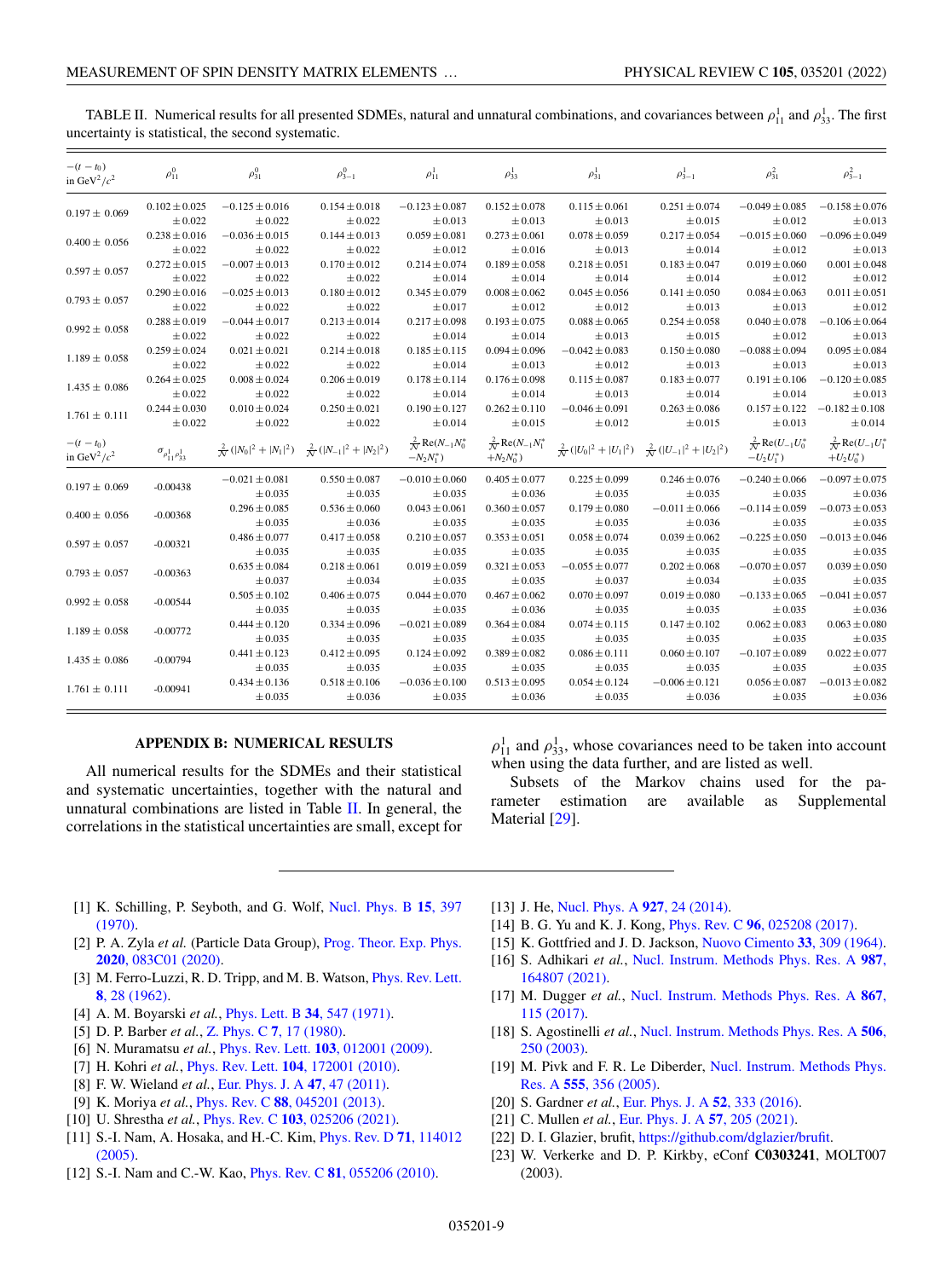TABLE II. Numerical results for all presented SDMEs, natural and unnatural combinations, and covariances between $\rho^1_{11}$ and $\rho^1_{33}$. The first uncertainty is statistical, the second systematic.

| $-(t-t_0)$ in GeV$^2/c^2$ | $\rho^0_{11}$ | $\rho^0_{31}$ | $\rho^0_{3-1}$ | $\rho^1_{11}$ | $\rho^1_{33}$ | $\rho^1_{31}$ | $\rho^1_{3-1}$ | $\rho^2_{31}$ | $\rho^2_{3-1}$ |
|---|---|---|---|---|---|---|---|---|---|
| $0.197 \pm 0.069$ | $0.102 \pm 0.025$ $\pm 0.022$ | $-0.125 \pm 0.016$ $\pm 0.022$ | $0.154 \pm 0.018$ $\pm 0.022$ | $-0.123 \pm 0.087$ $\pm 0.013$ | $0.152 \pm 0.078$ $\pm 0.013$ | $0.115 \pm 0.061$ $\pm 0.013$ | $0.251 \pm 0.074$ $\pm 0.015$ | $-0.049 \pm 0.085$ $\pm 0.012$ | $-0.158 \pm 0.076$ $\pm 0.013$ |
| $0.400 \pm 0.056$ | $0.238 \pm 0.016$ $\pm 0.022$ | $-0.036 \pm 0.015$ $\pm 0.022$ | $0.144 \pm 0.013$ $\pm 0.022$ | $0.059 \pm 0.081$ $\pm 0.012$ | $0.273 \pm 0.061$ $\pm 0.016$ | $0.078 \pm 0.059$ $\pm 0.013$ | $0.217 \pm 0.054$ $\pm 0.014$ | $-0.015 \pm 0.060$ $\pm 0.012$ | $-0.096 \pm 0.049$ $\pm 0.013$ |
| $0.597 \pm 0.057$ | $0.272 \pm 0.015$ $\pm 0.022$ | $-0.007 \pm 0.013$ $\pm 0.022$ | $0.170 \pm 0.012$ $\pm 0.022$ | $0.214 \pm 0.074$ $\pm 0.014$ | $0.189 \pm 0.058$ $\pm 0.014$ | $0.218 \pm 0.051$ $\pm 0.014$ | $0.183 \pm 0.047$ $\pm 0.014$ | $0.019 \pm 0.060$ $\pm 0.012$ | $0.001 \pm 0.048$ $\pm 0.012$ |
| $0.793 \pm 0.057$ | $0.290 \pm 0.016$ $\pm 0.022$ | $-0.025 \pm 0.013$ $\pm 0.022$ | $0.180 \pm 0.012$ $\pm 0.022$ | $0.345 \pm 0.079$ $\pm 0.017$ | $0.008 \pm 0.062$ $\pm 0.012$ | $0.045 \pm 0.056$ $\pm 0.012$ | $0.141 \pm 0.050$ $\pm 0.013$ | $0.084 \pm 0.063$ $\pm 0.013$ | $0.011 \pm 0.051$ $\pm 0.012$ |
| $0.992 \pm 0.058$ | $0.288 \pm 0.019$ $\pm 0.022$ | $-0.044 \pm 0.017$ $\pm 0.022$ | $0.213 \pm 0.014$ $\pm 0.022$ | $0.217 \pm 0.098$ $\pm 0.014$ | $0.193 \pm 0.075$ $\pm 0.014$ | $0.088 \pm 0.065$ $\pm 0.013$ | $0.254 \pm 0.058$ $\pm 0.015$ | $0.040 \pm 0.078$ $\pm 0.012$ | $-0.106 \pm 0.064$ $\pm 0.013$ |
| $1.189 \pm 0.058$ | $0.259 \pm 0.024$ $\pm 0.022$ | $0.021 \pm 0.021$ $\pm 0.022$ | $0.214 \pm 0.018$ $\pm 0.022$ | $0.185 \pm 0.115$ $\pm 0.014$ | $0.094 \pm 0.096$ $\pm 0.013$ | $-0.042 \pm 0.083$ $\pm 0.012$ | $0.150 \pm 0.080$ $\pm 0.014$ | $-0.088 \pm 0.094$ $\pm 0.013$ | $0.095 \pm 0.084$ $\pm 0.013$ |
| $1.435 \pm 0.086$ | $0.264 \pm 0.025$ $\pm 0.022$ | $0.008 \pm 0.024$ $\pm 0.022$ | $0.206 \pm 0.019$ $\pm 0.022$ | $0.178 \pm 0.114$ $\pm 0.014$ | $0.176 \pm 0.098$ $\pm 0.014$ | $0.115 \pm 0.087$ $\pm 0.013$ | $0.183 \pm 0.077$ $\pm 0.014$ | $0.191 \pm 0.106$ $\pm 0.014$ | $-0.120 \pm 0.085$ $\pm 0.013$ |
| $1.761 \pm 0.111$ | $0.244 \pm 0.030$ $\pm 0.022$ | $0.010 \pm 0.024$ $\pm 0.022$ | $0.250 \pm 0.021$ $\pm 0.022$ | $0.190 \pm 0.127$ $\pm 0.014$ | $0.262 \pm 0.110$ $\pm 0.015$ | $-0.046 \pm 0.091$ $\pm 0.012$ | $0.263 \pm 0.086$ $\pm 0.015$ | $0.157 \pm 0.122$ $\pm 0.013$ | $-0.182 \pm 0.108$ $\pm 0.014$ |
| $-(t-t_0)$ in GeV$^2/c^2$ | $\sigma_{\rho^1_{11}\rho^1_{33}}$ | $\frac{2}{N}(\lvert N_0\rvert^2+\lvert N_1\rvert^2)$ | $\frac{2}{N}(\lvert N_{-1}\rvert^2+\lvert N_2\rvert^2)$ | $\frac{2}{N}\mathrm{Re}(N_{-1}N_0^* - N_2N_1^*)$ | $\frac{2}{N}\mathrm{Re}(N_{-1}N_1^* + N_2N_0^*)$ | $\frac{2}{N}(\lvert U_0\rvert^2+\lvert U_1\rvert^2)$ | $\frac{2}{N}(\lvert U_{-1}\rvert^2+\lvert U_2\rvert^2)$ | $\frac{2}{N}\mathrm{Re}(U_{-1}U_0^* - U_2U_1^*)$ | $\frac{2}{N}\mathrm{Re}(U_{-1}U_1^* + U_2U_0^*)$ |
| $0.197 \pm 0.069$ | -0.00438 | $-0.021 \pm 0.081$ $\pm 0.035$ | $0.550 \pm 0.087$ $\pm 0.035$ | $-0.010 \pm 0.060$ $\pm 0.035$ | $0.405 \pm 0.077$ $\pm 0.036$ | $0.225 \pm 0.099$ $\pm 0.035$ | $0.246 \pm 0.076$ $\pm 0.035$ | $-0.240 \pm 0.066$ $\pm 0.035$ | $-0.097 \pm 0.075$ $\pm 0.036$ |
| $0.400 \pm 0.056$ | -0.00368 | $0.296 \pm 0.085$ $\pm 0.035$ | $0.536 \pm 0.060$ $\pm 0.036$ | $0.043 \pm 0.061$ $\pm 0.035$ | $0.360 \pm 0.057$ $\pm 0.035$ | $0.179 \pm 0.080$ $\pm 0.035$ | $-0.011 \pm 0.066$ $\pm 0.036$ | $-0.114 \pm 0.059$ $\pm 0.035$ | $-0.073 \pm 0.053$ $\pm 0.035$ |
| $0.597 \pm 0.057$ | -0.00321 | $0.486 \pm 0.077$ $\pm 0.035$ | $0.417 \pm 0.058$ $\pm 0.035$ | $0.210 \pm 0.057$ $\pm 0.035$ | $0.353 \pm 0.051$ $\pm 0.035$ | $0.058 \pm 0.074$ $\pm 0.035$ | $0.039 \pm 0.062$ $\pm 0.035$ | $-0.225 \pm 0.050$ $\pm 0.035$ | $-0.013 \pm 0.046$ $\pm 0.035$ |
| $0.793 \pm 0.057$ | -0.00363 | $0.635 \pm 0.084$ $\pm 0.037$ | $0.218 \pm 0.061$ $\pm 0.034$ | $0.019 \pm 0.059$ $\pm 0.035$ | $0.321 \pm 0.053$ $\pm 0.035$ | $-0.055 \pm 0.077$ $\pm 0.037$ | $0.202 \pm 0.068$ $\pm 0.034$ | $-0.070 \pm 0.057$ $\pm 0.035$ | $0.039 \pm 0.050$ $\pm 0.035$ |
| $0.992 \pm 0.058$ | -0.00544 | $0.505 \pm 0.102$ $\pm 0.035$ | $0.406 \pm 0.075$ $\pm 0.035$ | $0.044 \pm 0.070$ $\pm 0.035$ | $0.467 \pm 0.062$ $\pm 0.036$ | $0.070 \pm 0.097$ $\pm 0.035$ | $0.019 \pm 0.080$ $\pm 0.035$ | $-0.133 \pm 0.065$ $\pm 0.035$ | $-0.041 \pm 0.057$ $\pm 0.036$ |
| $1.189 \pm 0.058$ | -0.00772 | $0.444 \pm 0.120$ $\pm 0.035$ | $0.334 \pm 0.096$ $\pm 0.035$ | $-0.021 \pm 0.089$ $\pm 0.035$ | $0.364 \pm 0.084$ $\pm 0.035$ | $0.074 \pm 0.115$ $\pm 0.035$ | $0.147 \pm 0.102$ $\pm 0.035$ | $0.062 \pm 0.083$ $\pm 0.035$ | $0.063 \pm 0.080$ $\pm 0.035$ |
| $1.435 \pm 0.086$ | -0.00794 | $0.441 \pm 0.123$ $\pm 0.035$ | $0.412 \pm 0.095$ $\pm 0.035$ | $0.124 \pm 0.092$ $\pm 0.035$ | $0.389 \pm 0.082$ $\pm 0.035$ | $0.086 \pm 0.111$ $\pm 0.035$ | $0.060 \pm 0.107$ $\pm 0.035$ | $-0.107 \pm 0.089$ $\pm 0.035$ | $0.022 \pm 0.077$ $\pm 0.035$ |
| $1.761 \pm 0.111$ | -0.00941 | $0.434 \pm 0.136$ $\pm 0.035$ | $0.518 \pm 0.106$ $\pm 0.036$ | $-0.036 \pm 0.100$ $\pm 0.035$ | $0.513 \pm 0.095$ $\pm 0.036$ | $0.054 \pm 0.124$ $\pm 0.035$ | $-0.006 \pm 0.121$ $\pm 0.036$ | $0.056 \pm 0.087$ $\pm 0.035$ | $-0.013 \pm 0.082$ $\pm 0.036$ |

## APPENDIX B: NUMERICAL RESULTS

All numerical results for the SDMEs and their statistical and systematic uncertainties, together with the natural and unnatural combinations are listed in Table II. In general, the correlations in the statistical uncertainties are small, except for $\rho^1_{11}$ and $\rho^1_{33}$, whose covariances need to be taken into account when using the data further, and are listed as well.

Subsets of the Markov chains used for the parameter estimation are available as Supplemental Material [29].

---

[1] K. Schilling, P. Seyboth, and G. Wolf, Nucl. Phys. B **15**, 397 (1970).

[2] P. A. Zyla *et al.* (Particle Data Group), Prog. Theor. Exp. Phys. **2020**, 083C01 (2020).

[3] M. Ferro-Luzzi, R. D. Tripp, and M. B. Watson, Phys. Rev. Lett. **8**, 28 (1962).

[4] A. M. Boyarski *et al.*, Phys. Lett. B **34**, 547 (1971).

[5] D. P. Barber *et al.*, Z. Phys. C **7**, 17 (1980).

[6] N. Muramatsu *et al.*, Phys. Rev. Lett. **103**, 012001 (2009).

[7] H. Kohri *et al.*, Phys. Rev. Lett. **104**, 172001 (2010).

[8] F. W. Wieland *et al.*, Eur. Phys. J. A **47**, 47 (2011).

[9] K. Moriya *et al.*, Phys. Rev. C **88**, 045201 (2013).

[10] U. Shrestha *et al.*, Phys. Rev. C **103**, 025206 (2021).

[11] S.-I. Nam, A. Hosaka, and H.-C. Kim, Phys. Rev. D **71**, 114012 (2005).

[12] S.-I. Nam and C.-W. Kao, Phys. Rev. C **81**, 055206 (2010).

[13] J. He, Nucl. Phys. A **927**, 24 (2014).

[14] B. G. Yu and K. J. Kong, Phys. Rev. C **96**, 025208 (2017).

[15] K. Gottfried and J. D. Jackson, Nuovo Cimento **33**, 309 (1964).

[16] S. Adhikari *et al.*, Nucl. Instrum. Methods Phys. Res. A **987**, 164807 (2021).

[17] M. Dugger *et al.*, Nucl. Instrum. Methods Phys. Res. A **867**, 115 (2017).

[18] S. Agostinelli *et al.*, Nucl. Instrum. Methods Phys. Res. A **506**, 250 (2003).

[19] M. Pivk and F. R. Le Diberder, Nucl. Instrum. Methods Phys. Res. A **555**, 356 (2005).

[20] S. Gardner *et al.*, Eur. Phys. J. A **52**, 333 (2016).

[21] C. Mullen *et al.*, Eur. Phys. J. A **57**, 205 (2021).

[22] D. I. Glazier, brufit, https://github.com/dglazier/brufit.

[23] W. Verkerke and D. P. Kirkby, eConf **C0303241**, MOLT007 (2003).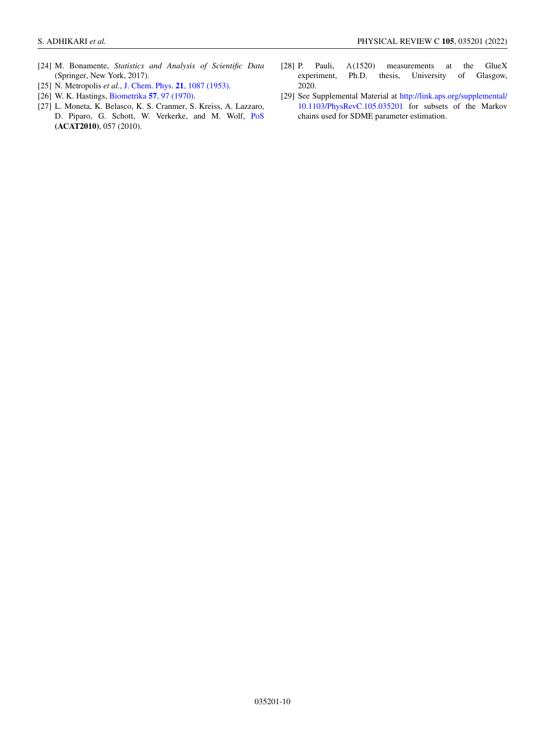[24] M. Bonamente, *Statistics and Analysis of Scientific Data* (Springer, New York, 2017).

[25] N. Metropolis *et al.*, J. Chem. Phys. **21**, 1087 (1953).

[26] W. K. Hastings, Biometrika **57**, 97 (1970).

[27] L. Moneta, K. Belasco, K. S. Cranmer, S. Kreiss, A. Lazzaro, D. Piparo, G. Schott, W. Verkerke, and M. Wolf, PoS **(ACAT2010)**, 057 (2010).

[28] P. Pauli, Λ(1520) measurements at the GlueX experiment, Ph.D. thesis, University of Glasgow, 2020.

[29] See Supplemental Material at http://link.aps.org/supplemental/10.1103/PhysRevC.105.035201 for subsets of the Markov chains used for SDME parameter estimation.